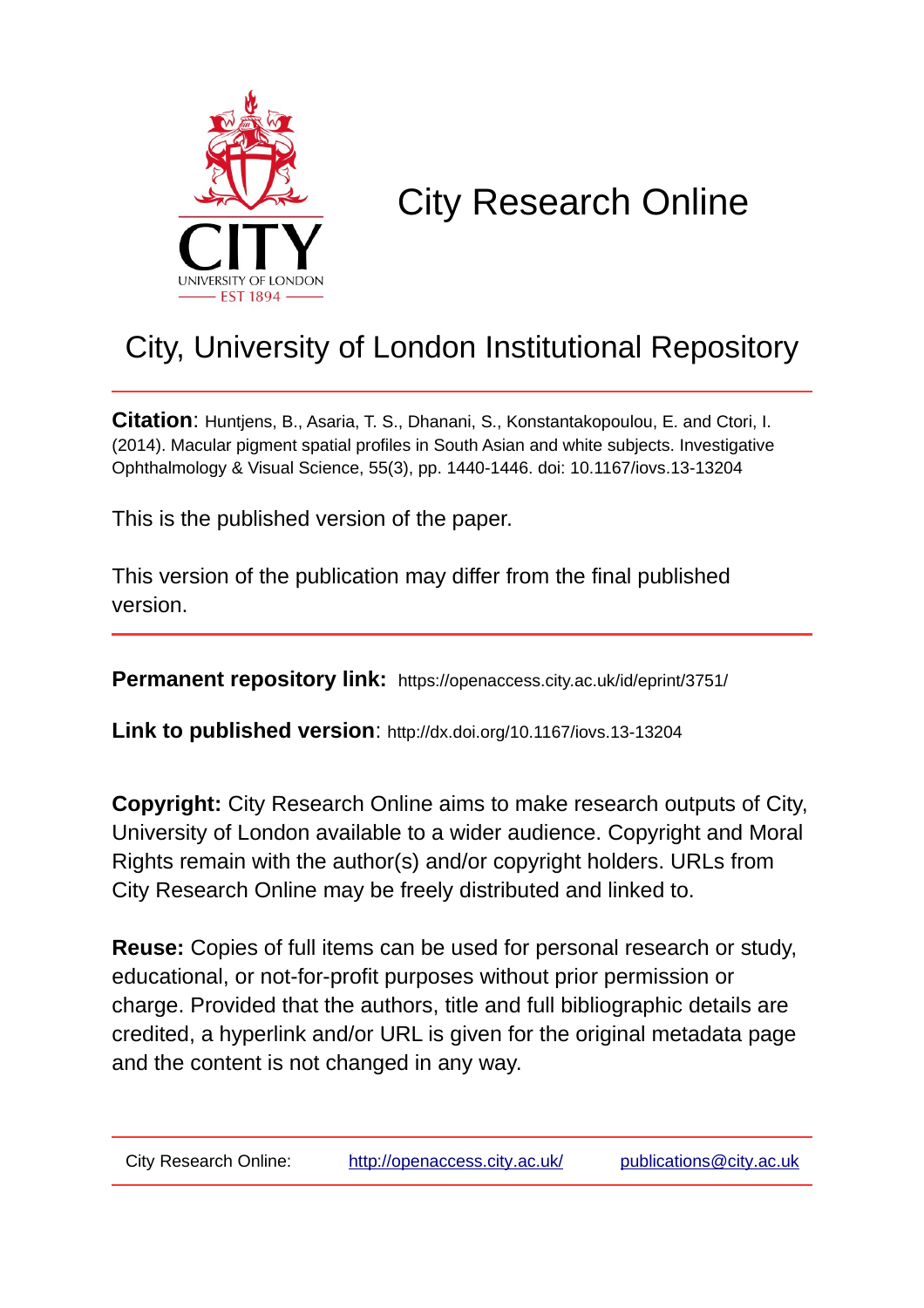# City Research Online

## City, University of London Institutional Repository

**Citation**: Huntjens, B., Asaria, T. S., Dhanani, S., Konstantakopoulou, E. and Ctori, I. (2014). Macular pigment spatial profiles in South Asian and white subjects. Investigative Ophthalmology & Visual Science, 55(3), pp. 1440-1446. doi: 10.1167/iovs.13-13204

This is the published version of the paper.

This version of the publication may differ from the final published version.

**Permanent repository link:** https://openaccess.city.ac.uk/id/eprint/3751/

**Link to published version**: http://dx.doi.org/10.1167/iovs.13-13204

**Copyright:** City Research Online aims to make research outputs of City, University of London available to a wider audience. Copyright and Moral Rights remain with the author(s) and/or copyright holders. URLs from City Research Online may be freely distributed and linked to.

**Reuse:** Copies of full items can be used for personal research or study, educational, or not-for-profit purposes without prior permission or charge. Provided that the authors, title and full bibliographic details are credited, a hyperlink and/or URL is given for the original metadata page and the content is not changed in any way.

City Research Online: http://openaccess.city.ac.uk/ publications@city.ac.uk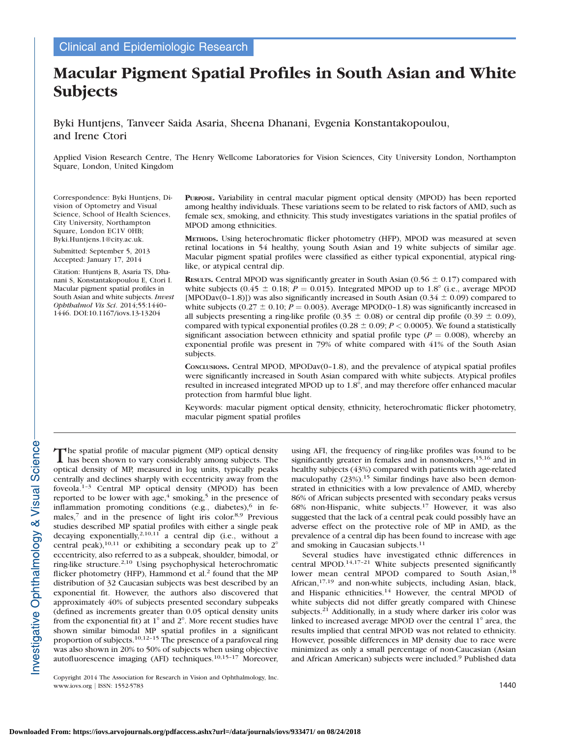# Macular Pigment Spatial Profiles in South Asian and White Subjects

Byki Huntjens, Tanveer Saida Asaria, Sheena Dhanani, Evgenia Konstantakopoulou, and Irene Ctori

Applied Vision Research Centre, The Henry Wellcome Laboratories for Vision Sciences, City University London, Northampton Square, London, United Kingdom

Correspondence: Byki Huntjens, Division of Optometry and Visual Science, School of Health Sciences, City University, Northampton Square, London EC1V 0HB; Byki.Huntjens.1@city.ac.uk.

Submitted: September 5, 2013
Accepted: January 17, 2014

Citation: Huntjens B, Asaria TS, Dhanani S, Konstantakopoulou E, Ctori I. Macular pigment spatial profiles in South Asian and white subjects. *Invest Ophthalmol Vis Sci*. 2014;55:1440–1446. DOI:10.1167/iovs.13-13204

**PURPOSE.** Variability in central macular pigment optical density (MPOD) has been reported among healthy individuals. These variations seem to be related to risk factors of AMD, such as female sex, smoking, and ethnicity. This study investigates variations in the spatial profiles of MPOD among ethnicities.

**METHODS.** Using heterochromatic flicker photometry (HFP), MPOD was measured at seven retinal locations in 54 healthy, young South Asian and 19 white subjects of similar age. Macular pigment spatial profiles were classified as either typical exponential, atypical ring-like, or atypical central dip.

**RESULTS.** Central MPOD was significantly greater in South Asian (0.56 ± 0.17) compared with white subjects (0.45 ± 0.18; $P = 0.015$). Integrated MPOD up to 1.8° (i.e., average MPOD [MPODav(0–1.8)]) was also significantly increased in South Asian (0.34 ± 0.09) compared to white subjects (0.27 ± 0.10; $P = 0.003$). Average MPOD(0–1.8) was significantly increased in all subjects presenting a ring-like profile (0.35 ± 0.08) or central dip profile (0.39 ± 0.09), compared with typical exponential profiles (0.28 ± 0.09; $P < 0.0005$). We found a statistically significant association between ethnicity and spatial profile type ($P = 0.008$), whereby an exponential profile was present in 79% of white compared with 41% of the South Asian subjects.

**CONCLUSIONS.** Central MPOD, MPODav(0–1.8), and the prevalence of atypical spatial profiles were significantly increased in South Asian compared with white subjects. Atypical profiles resulted in increased integrated MPOD up to 1.8°, and may therefore offer enhanced macular protection from harmful blue light.

Keywords: macular pigment optical density, ethnicity, heterochromatic flicker photometry, macular pigment spatial profiles

The spatial profile of macular pigment (MP) optical density has been shown to vary considerably among subjects. The optical density of MP, measured in log units, typically peaks centrally and declines sharply with eccentricity away from the foveola.[1–3] Central MP optical density (MPOD) has been reported to be lower with age,[4] smoking,[5] in the presence of inflammation promoting conditions (e.g., diabetes),[6] in females,[7] and in the presence of light iris color.[8,9] Previous studies described MP spatial profiles with either a single peak decaying exponentially,[2,10,11] a central dip (i.e., without a central peak),[10,11] or exhibiting a secondary peak up to 2° eccentricity, also referred to as a subpeak, shoulder, bimodal, or ring-like structure.[2,10] Using psychophysical heterochromatic flicker photometry (HFP), Hammond et al.[2] found that the MP distribution of 32 Caucasian subjects was best described by an exponential fit. However, the authors also discovered that approximately 40% of subjects presented secondary subpeaks (defined as increments greater than 0.05 optical density units from the exponential fit) at 1° and 2°. More recent studies have shown similar bimodal MP spatial profiles in a significant proportion of subjects.[10,12–15] The presence of a parafoveal ring was also shown in 20% to 50% of subjects when using objective autofluorescence imaging (AFI) techniques.[10,15–17] Moreover, using AFI, the frequency of ring-like profiles was found to be significantly greater in females and in nonsmokers,[15,16] and in healthy subjects (43%) compared with patients with age-related maculopathy (23%).[15] Similar findings have also been demonstrated in ethnicities with a low prevalence of AMD, whereby 86% of African subjects presented with secondary peaks versus 68% non-Hispanic, white subjects.[17] However, it was also suggested that the lack of a central peak could possibly have an adverse effect on the protective role of MP in AMD, as the prevalence of a central dip has been found to increase with age and smoking in Caucasian subjects.[11]

Several studies have investigated ethnic differences in central MPOD.[14,17–21] White subjects presented significantly lower mean central MPOD compared to South Asian,[18] African,[17,19] and non-white subjects, including Asian, black, and Hispanic ethnicities.[14] However, the central MPOD of white subjects did not differ greatly compared with Chinese subjects.[21] Additionally, in a study where darker iris color was linked to increased average MPOD over the central 1° area, the results implied that central MPOD was not related to ethnicity. However, possible differences in MP density due to race were minimized as only a small percentage of non-Caucasian (Asian and African American) subjects were included.[9] Published data

Copyright 2014 The Association for Research in Vision and Ophthalmology, Inc.
www.iovs.org | ISSN: 1552-5783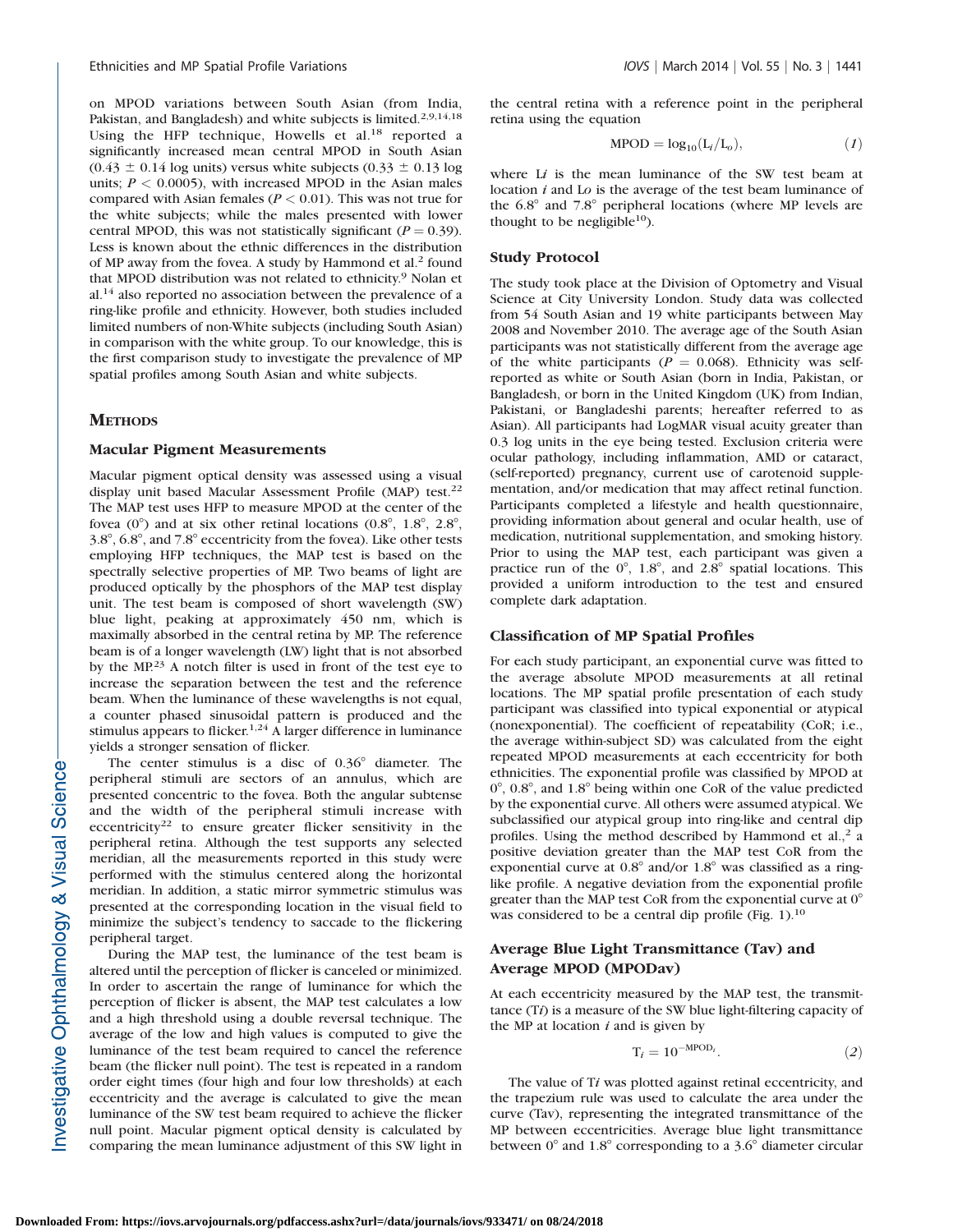on MPOD variations between South Asian (from India, Pakistan, and Bangladesh) and white subjects is limited.[2,9,14,18] Using the HFP technique, Howells et al.[18] reported a significantly increased mean central MPOD in South Asian (0.43 ± 0.14 log units) versus white subjects (0.33 ± 0.13 log units; $P < 0.0005$), with increased MPOD in the Asian males compared with Asian females ($P < 0.01$). This was not true for the white subjects; while the males presented with lower central MPOD, this was not statistically significant ($P = 0.39$). Less is known about the ethnic differences in the distribution of MP away from the fovea. A study by Hammond et al.[2] found that MPOD distribution was not related to ethnicity.[9] Nolan et al.[14] also reported no association between the prevalence of a ring-like profile and ethnicity. However, both studies included limited numbers of non-White subjects (including South Asian) in comparison with the white group. To our knowledge, this is the first comparison study to investigate the prevalence of MP spatial profiles among South Asian and white subjects.

## Methods

### Macular Pigment Measurements

Macular pigment optical density was assessed using a visual display unit based Macular Assessment Profile (MAP) test.[22] The MAP test uses HFP to measure MPOD at the center of the fovea (0°) and at six other retinal locations (0.8°, 1.8°, 2.8°, 3.8°, 6.8°, and 7.8° eccentricity from the fovea). Like other tests employing HFP techniques, the MAP test is based on the spectrally selective properties of MP. Two beams of light are produced optically by the phosphors of the MAP test display unit. The test beam is composed of short wavelength (SW) blue light, peaking at approximately 450 nm, which is maximally absorbed in the central retina by MP. The reference beam is of a longer wavelength (LW) light that is not absorbed by the MP.[23] A notch filter is used in front of the test eye to increase the separation between the test and the reference beam. When the luminance of these wavelengths is not equal, a counter phased sinusoidal pattern is produced and the stimulus appears to flicker.[1,24] A larger difference in luminance yields a stronger sensation of flicker.

The center stimulus is a disc of 0.36° diameter. The peripheral stimuli are sectors of an annulus, which are presented concentric to the fovea. Both the angular subtense and the width of the peripheral stimuli increase with eccentricity[22] to ensure greater flicker sensitivity in the peripheral retina. Although the test supports any selected meridian, all the measurements reported in this study were performed with the stimulus centered along the horizontal meridian. In addition, a static mirror symmetric stimulus was presented at the corresponding location in the visual field to minimize the subject's tendency to saccade to the flickering peripheral target.

During the MAP test, the luminance of the test beam is altered until the perception of flicker is canceled or minimized. In order to ascertain the range of luminance for which the perception of flicker is absent, the MAP test calculates a low and a high threshold using a double reversal technique. The average of the low and high values is computed to give the luminance of the test beam required to cancel the reference beam (the flicker null point). The test is repeated in a random order eight times (four high and four low thresholds) at each eccentricity and the average is calculated to give the mean luminance of the SW test beam required to achieve the flicker null point. Macular pigment optical density is calculated by comparing the mean luminance adjustment of this SW light in the central retina with a reference point in the peripheral retina using the equation

$$\text{MPOD} = \log_{10}(L_i/L_o), \qquad (1)$$

where $L_i$ is the mean luminance of the SW test beam at location $i$ and $L_o$ is the average of the test beam luminance of the 6.8° and 7.8° peripheral locations (where MP levels are thought to be negligible[10]).

### Study Protocol

The study took place at the Division of Optometry and Visual Science at City University London. Study data was collected from 54 South Asian and 19 white participants between May 2008 and November 2010. The average age of the South Asian participants was not statistically different from the average age of the white participants ($P = 0.068$). Ethnicity was self-reported as white or South Asian (born in India, Pakistan, or Bangladesh, or born in the United Kingdom (UK) from Indian, Pakistani, or Bangladeshi parents; hereafter referred to as Asian). All participants had LogMAR visual acuity greater than 0.3 log units in the eye being tested. Exclusion criteria were ocular pathology, including inflammation, AMD or cataract, (self-reported) pregnancy, current use of carotenoid supplementation, and/or medication that may affect retinal function. Participants completed a lifestyle and health questionnaire, providing information about general and ocular health, use of medication, nutritional supplementation, and smoking history. Prior to using the MAP test, each participant was given a practice run of the 0°, 1.8°, and 2.8° spatial locations. This provided a uniform introduction to the test and ensured complete dark adaptation.

### Classification of MP Spatial Profiles

For each study participant, an exponential curve was fitted to the average absolute MPOD measurements at all retinal locations. The MP spatial profile presentation of each study participant was classified into typical exponential or atypical (nonexponential). The coefficient of repeatability (CoR; i.e., the average within-subject SD) was calculated from the eight repeated MPOD measurements at each eccentricity for both ethnicities. The exponential profile was classified by MPOD at 0°, 0.8°, and 1.8° being within one CoR of the value predicted by the exponential curve. All others were assumed atypical. We subclassified our atypical group into ring-like and central dip profiles. Using the method described by Hammond et al.,[2] a positive deviation greater than the MAP test CoR from the exponential curve at 0.8° and/or 1.8° was classified as a ring-like profile. A negative deviation from the exponential profile greater than the MAP test CoR from the exponential curve at 0° was considered to be a central dip profile (Fig. 1).[10]

### Average Blue Light Transmittance (Tav) and Average MPOD (MPODav)

At each eccentricity measured by the MAP test, the transmittance ($T_i$) is a measure of the SW blue light-filtering capacity of the MP at location $i$ and is given by

$$T_i = 10^{-\text{MPOD}_i}. \qquad (2)$$

The value of $T_i$ was plotted against retinal eccentricity, and the trapezium rule was used to calculate the area under the curve (Tav), representing the integrated transmittance of the MP between eccentricities. Average blue light transmittance between 0° and 1.8° corresponding to a 3.6° diameter circular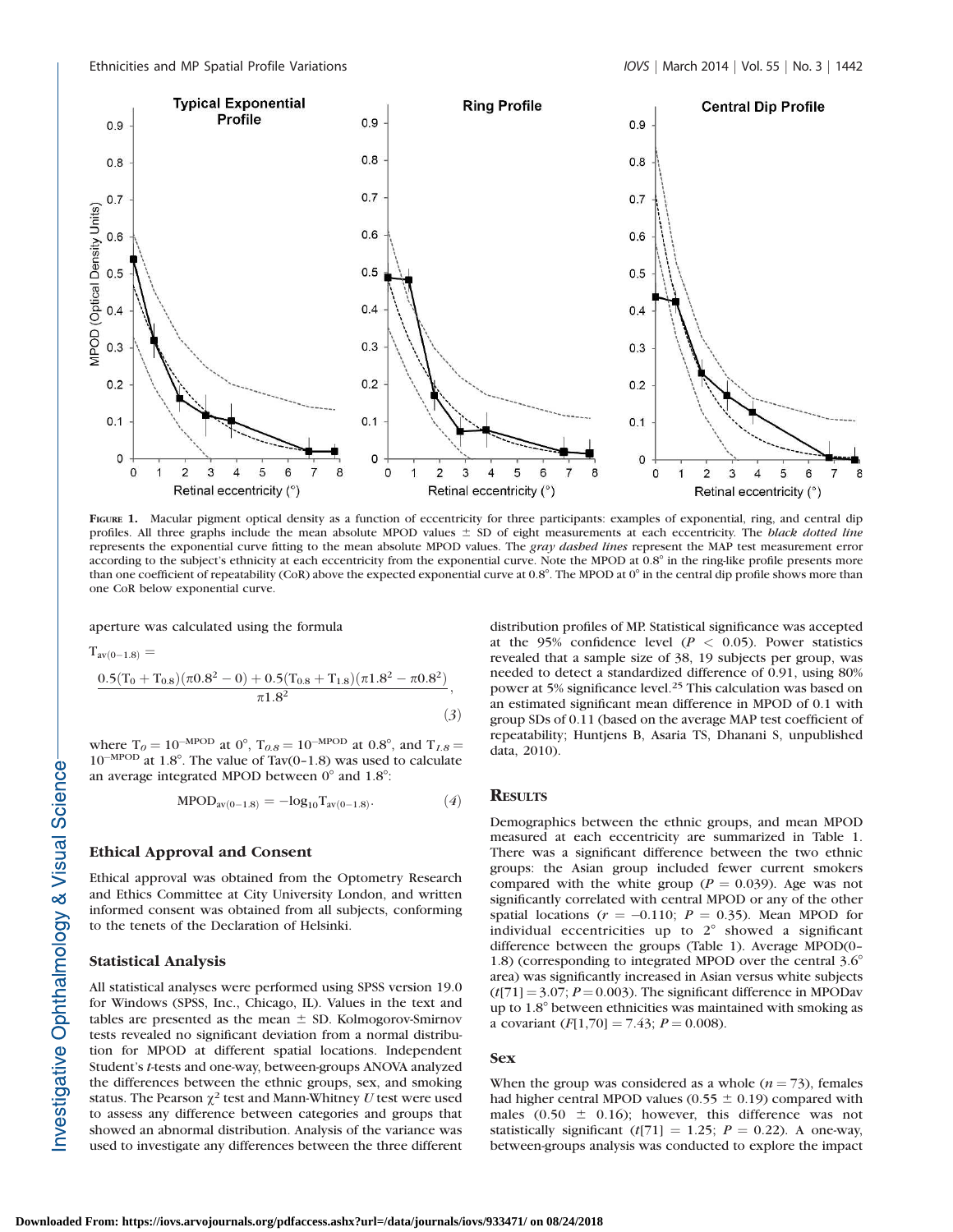FIGURE 1. Macular pigment optical density as a function of eccentricity for three participants: examples of exponential, ring, and central dip profiles. All three graphs include the mean absolute MPOD values ± SD of eight measurements at each eccentricity. The *black dotted line* represents the exponential curve fitting to the mean absolute MPOD values. The *gray dashed lines* represent the MAP test measurement error according to the subject's ethnicity at each eccentricity from the exponential curve. Note the MPOD at 0.8° in the ring-like profile presents more than one coefficient of repeatability (CoR) above the expected exponential curve at 0.8°. The MPOD at 0° in the central dip profile shows more than one CoR below exponential curve.

aperture was calculated using the formula

$$T_{av(0-1.8)} = \frac{0.5(T_0 + T_{0.8})(\pi 0.8^2 - 0) + 0.5(T_{0.8} + T_{1.8})(\pi 1.8^2 - \pi 0.8^2)}{\pi 1.8^2}, \quad (3)$$

where $T_0 = 10^{-MPOD}$ at 0°, $T_{0.8} = 10^{-MPOD}$ at 0.8°, and $T_{1.8} = 10^{-MPOD}$ at 1.8°. The value of Tav(0–1.8) was used to calculate an average integrated MPOD between 0° and 1.8°:

$$MPOD_{av(0-1.8)} = -\log_{10} T_{av(0-1.8)}. \quad (4)$$

### Ethical Approval and Consent

Ethical approval was obtained from the Optometry Research and Ethics Committee at City University London, and written informed consent was obtained from all subjects, conforming to the tenets of the Declaration of Helsinki.

### Statistical Analysis

All statistical analyses were performed using SPSS version 19.0 for Windows (SPSS, Inc., Chicago, IL). Values in the text and tables are presented as the mean ± SD. Kolmogorov-Smirnov tests revealed no significant deviation from a normal distribution for MPOD at different spatial locations. Independent Student's *t*-tests and one-way, between-groups ANOVA analyzed the differences between the ethnic groups, sex, and smoking status. The Pearson $\chi^2$ test and Mann-Whitney $U$ test were used to assess any difference between categories and groups that showed an abnormal distribution. Analysis of the variance was used to investigate any differences between the three different distribution profiles of MP. Statistical significance was accepted at the 95% confidence level ($P < 0.05$). Power statistics revealed that a sample size of 38, 19 subjects per group, was needed to detect a standardized difference of 0.91, using 80% power at 5% significance level.[25] This calculation was based on an estimated significant mean difference in MPOD of 0.1 with group SDs of 0.11 (based on the average MAP test coefficient of repeatability; Huntjens B, Asaria TS, Dhanani S, unpublished data, 2010).

## RESULTS

Demographics between the ethnic groups, and mean MPOD measured at each eccentricity are summarized in Table 1. There was a significant difference between the two ethnic groups: the Asian group included fewer current smokers compared with the white group ($P = 0.039$). Age was not significantly correlated with central MPOD or any of the other spatial locations ($r = -0.110$; $P = 0.35$). Mean MPOD for individual eccentricities up to 2° showed a significant difference between the groups (Table 1). Average MPOD(0–1.8) (corresponding to integrated MPOD over the central 3.6° area) was significantly increased in Asian versus white subjects ($t[71] = 3.07$; $P = 0.003$). The significant difference in MPODav up to 1.8° between ethnicities was maintained with smoking as a covariant ($F[1,70] = 7.43$; $P = 0.008$).

### Sex

When the group was considered as a whole ($n = 73$), females had higher central MPOD values (0.55 ± 0.19) compared with males (0.50 ± 0.16); however, this difference was not statistically significant ($t[71] = 1.25$; $P = 0.22$). A one-way, between-groups analysis was conducted to explore the impact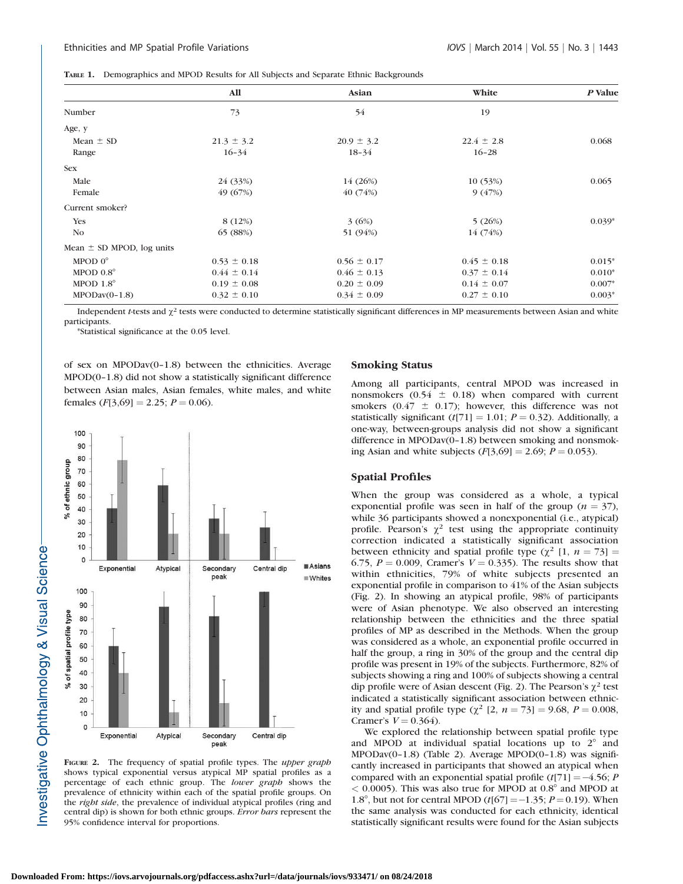**Table 1.** Demographics and MPOD Results for All Subjects and Separate Ethnic Backgrounds

| | All | Asian | White | *P* Value |
|---|---|---|---|---|
| Number | 73 | 54 | 19 | |
| Age, y | | | | |
| Mean ± SD | 21.3 ± 3.2 | 20.9 ± 3.2 | 22.4 ± 2.8 | 0.068 |
| Range | 16–34 | 18–34 | 16–28 | |
| Sex | | | | |
| Male | 24 (33%) | 14 (26%) | 10 (53%) | 0.065 |
| Female | 49 (67%) | 40 (74%) | 9 (47%) | |
| Current smoker? | | | | |
| Yes | 8 (12%) | 3 (6%) | 5 (26%) | 0.039* |
| No | 65 (88%) | 51 (94%) | 14 (74%) | |
| Mean ± SD MPOD, log units | | | | |
| MPOD 0° | 0.53 ± 0.18 | 0.56 ± 0.17 | 0.45 ± 0.18 | 0.015* |
| MPOD 0.8° | 0.44 ± 0.14 | 0.46 ± 0.13 | 0.37 ± 0.14 | 0.010* |
| MPOD 1.8° | 0.19 ± 0.08 | 0.20 ± 0.09 | 0.14 ± 0.07 | 0.007* |
| MPODav(0–1.8) | 0.32 ± 0.10 | 0.34 ± 0.09 | 0.27 ± 0.10 | 0.003* |

Independent *t*-tests and $\chi^2$ tests were conducted to determine statistically significant differences in MP measurements between Asian and white participants.

\* Statistical significance at the 0.05 level.

of sex on MPODav(0–1.8) between the ethnicities. Average MPOD(0–1.8) did not show a statistically significant difference between Asian males, Asian females, white males, and white females ($F[3,69] = 2.25$; $P = 0.06$).

**Figure 2.** The frequency of spatial profile types. The *upper graph* shows typical exponential versus atypical MP spatial profiles as a percentage of each ethnic group. The *lower graph* shows the prevalence of ethnicity within each of the spatial profile groups. On the *right side*, the prevalence of individual atypical profiles (ring and central dip) is shown for both ethnic groups. *Error bars* represent the 95% confidence interval for proportions.

## Smoking Status

Among all participants, central MPOD was increased in nonsmokers (0.54 ± 0.18) when compared with current smokers (0.47 ± 0.17); however, this difference was not statistically significant ($t[71] = 1.01$; $P = 0.32$). Additionally, a one-way, between-groups analysis did not show a significant difference in MPODav(0–1.8) between smoking and nonsmoking Asian and white subjects ($F[3,69] = 2.69$; $P = 0.053$).

## Spatial Profiles

When the group was considered as a whole, a typical exponential profile was seen in half of the group ($n = 37$), while 36 participants showed a nonexponential (i.e., atypical) profile. Pearson's $\chi^2$ test using the appropriate continuity correction indicated a statistically significant association between ethnicity and spatial profile type ($\chi^2$ [1, $n = 73$] = 6.75, $P = 0.009$, Cramer's $V = 0.335$). The results show that within ethnicities, 79% of white subjects presented an exponential profile in comparison to 41% of the Asian subjects (Fig. 2). In showing an atypical profile, 98% of participants were of Asian phenotype. We also observed an interesting relationship between the ethnicities and the three spatial profiles of MP as described in the Methods. When the group was considered as a whole, an exponential profile occurred in half the group, a ring in 30% of the group and the central dip profile was present in 19% of the subjects. Furthermore, 82% of subjects showing a ring and 100% of subjects showing a central dip profile were of Asian descent (Fig. 2). The Pearson's $\chi^2$ test indicated a statistically significant association between ethnicity and spatial profile type ($\chi^2$ [2, $n = 73$] = 9.68, $P = 0.008$, Cramer's $V = 0.364$).

We explored the relationship between spatial profile type and MPOD at individual spatial locations up to 2° and MPODav(0–1.8) (Table 2). Average MPOD(0–1.8) was significantly increased in participants that showed an atypical when compared with an exponential spatial profile ($t[71] = -4.56$; $P < 0.0005$). This was also true for MPOD at 0.8° and MPOD at 1.8°, but not for central MPOD ($t[67] = -1.35$; $P = 0.19$). When the same analysis was conducted for each ethnicity, identical statistically significant results were found for the Asian subjects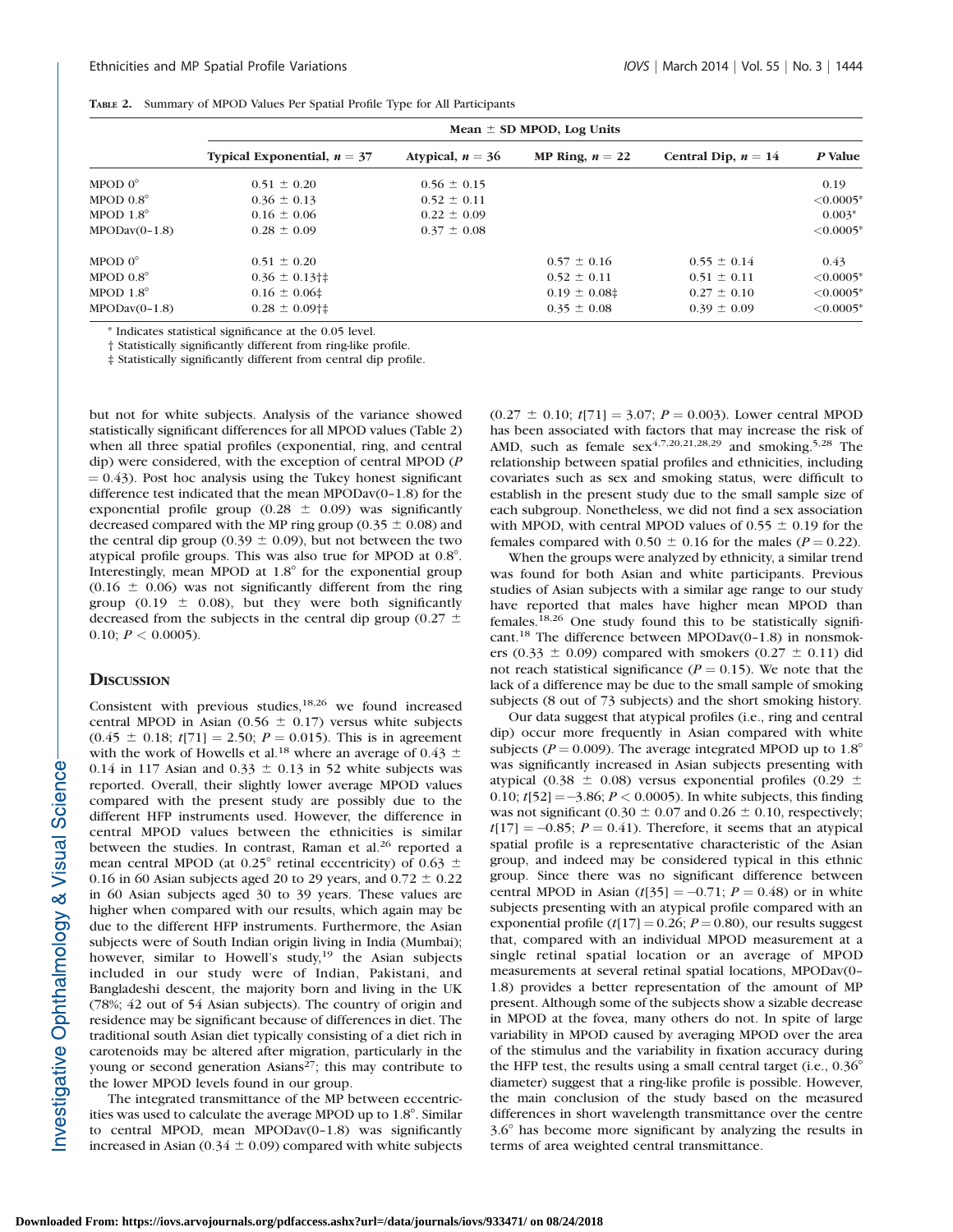**TABLE 2.** Summary of MPOD Values Per Spatial Profile Type for All Participants

| | Mean ± SD MPOD, Log Units | | | | |
|---|---|---|---|---|---|
| | Typical Exponential, $n = 37$ | Atypical, $n = 36$ | MP Ring, $n = 22$ | Central Dip, $n = 14$ | *P* Value |
| MPOD 0° | 0.51 ± 0.20 | 0.56 ± 0.15 | | | 0.19 |
| MPOD 0.8° | 0.36 ± 0.13 | 0.52 ± 0.11 | | | <0.0005* |
| MPOD 1.8° | 0.16 ± 0.06 | 0.22 ± 0.09 | | | 0.003* |
| MPODav(0–1.8) | 0.28 ± 0.09 | 0.37 ± 0.08 | | | <0.0005* |
| MPOD 0° | 0.51 ± 0.20 | | 0.57 ± 0.16 | 0.55 ± 0.14 | 0.43 |
| MPOD 0.8° | 0.36 ± 0.13†‡ | | 0.52 ± 0.11 | 0.51 ± 0.11 | <0.0005* |
| MPOD 1.8° | 0.16 ± 0.06‡ | | 0.19 ± 0.08‡ | 0.27 ± 0.10 | <0.0005* |
| MPODav(0–1.8) | 0.28 ± 0.09†‡ | | 0.35 ± 0.08 | 0.39 ± 0.09 | <0.0005* |

\* Indicates statistical significance at the 0.05 level.

† Statistically significantly different from ring-like profile.

‡ Statistically significantly different from central dip profile.

but not for white subjects. Analysis of the variance showed statistically significant differences for all MPOD values (Table 2) when all three spatial profiles (exponential, ring, and central dip) were considered, with the exception of central MPOD ($P = 0.43$). Post hoc analysis using the Tukey honest significant difference test indicated that the mean MPODav(0–1.8) for the exponential profile group (0.28 ± 0.09) was significantly decreased compared with the MP ring group (0.35 ± 0.08) and the central dip group (0.39 ± 0.09), but not between the two atypical profile groups. This was also true for MPOD at 0.8°. Interestingly, mean MPOD at 1.8° for the exponential group (0.16 ± 0.06) was not significantly different from the ring group (0.19 ± 0.08), but they were both significantly decreased from the subjects in the central dip group (0.27 ± 0.10; $P < 0.0005$).

## DISCUSSION

Consistent with previous studies,[18,26] we found increased central MPOD in Asian (0.56 ± 0.17) versus white subjects (0.45 ± 0.18; $t[71] = 2.50$; $P = 0.015$). This is in agreement with the work of Howells et al.[18] where an average of 0.43 ± 0.14 in 117 Asian and 0.33 ± 0.13 in 52 white subjects was reported. Overall, their slightly lower average MPOD values compared with the present study are possibly due to the different HFP instruments used. However, the difference in central MPOD values between the ethnicities is similar between the studies. In contrast, Raman et al.[26] reported a mean central MPOD (at 0.25° retinal eccentricity) of 0.63 ± 0.16 in 60 Asian subjects aged 20 to 29 years, and 0.72 ± 0.22 in 60 Asian subjects aged 30 to 39 years. These values are higher when compared with our results, which again may be due to the different HFP instruments. Furthermore, the Asian subjects were of South Indian origin living in India (Mumbai); however, similar to Howell's study,[19] the Asian subjects included in our study were of Indian, Pakistani, and Bangladeshi descent, the majority born and living in the UK (78%; 42 out of 54 Asian subjects). The country of origin and residence may be significant because of differences in diet. The traditional south Asian diet typically consisting of a diet rich in carotenoids may be altered after migration, particularly in the young or second generation Asians[27]; this may contribute to the lower MPOD levels found in our group.

The integrated transmittance of the MP between eccentricities was used to calculate the average MPOD up to 1.8°. Similar to central MPOD, mean MPODav(0–1.8) was significantly increased in Asian (0.34 ± 0.09) compared with white subjects (0.27 ± 0.10; $t[71] = 3.07$; $P = 0.003$). Lower central MPOD has been associated with factors that may increase the risk of AMD, such as female sex[4,7,20,21,28,29] and smoking.[5,28] The relationship between spatial profiles and ethnicities, including covariates such as sex and smoking status, were difficult to establish in the present study due to the small sample size of each subgroup. Nonetheless, we did not find a sex association with MPOD, with central MPOD values of 0.55 ± 0.19 for the females compared with 0.50 ± 0.16 for the males ($P = 0.22$).

When the groups were analyzed by ethnicity, a similar trend was found for both Asian and white participants. Previous studies of Asian subjects with a similar age range to our study have reported that males have higher mean MPOD than females.[18,26] One study found this to be statistically significant.[18] The difference between MPODav(0–1.8) in nonsmokers (0.33 ± 0.09) compared with smokers (0.27 ± 0.11) did not reach statistical significance ($P = 0.15$). We note that the lack of a difference may be due to the small sample of smoking subjects (8 out of 73 subjects) and the short smoking history.

Our data suggest that atypical profiles (i.e., ring and central dip) occur more frequently in Asian compared with white subjects ($P = 0.009$). The average integrated MPOD up to 1.8° was significantly increased in Asian subjects presenting with atypical (0.38 ± 0.08) versus exponential profiles (0.29 ± 0.10; $t[52] = -3.86$; $P < 0.0005$). In white subjects, this finding was not significant (0.30 ± 0.07 and 0.26 ± 0.10, respectively; $t[17] = -0.85$; $P = 0.41$). Therefore, it seems that an atypical spatial profile is a representative characteristic of the Asian group, and indeed may be considered typical in this ethnic group. Since there was no significant difference between central MPOD in Asian ($t[35] = -0.71$; $P = 0.48$) or in white subjects presenting with an atypical profile compared with an exponential profile ($t[17] = 0.26$; $P = 0.80$), our results suggest that, compared with an individual MPOD measurement at a single retinal spatial location or an average of MPOD measurements at several retinal spatial locations, MPODav(0–1.8) provides a better representation of the amount of MP present. Although some of the subjects show a sizable decrease in MPOD at the fovea, many others do not. In spite of large variability in MPOD caused by averaging MPOD over the area of the stimulus and the variability in fixation accuracy during the HFP test, the results using a small central target (i.e., 0.36° diameter) suggest that a ring-like profile is possible. However, the main conclusion of the study based on the measured differences in short wavelength transmittance over the centre 3.6° has become more significant by analyzing the results in terms of area weighted central transmittance.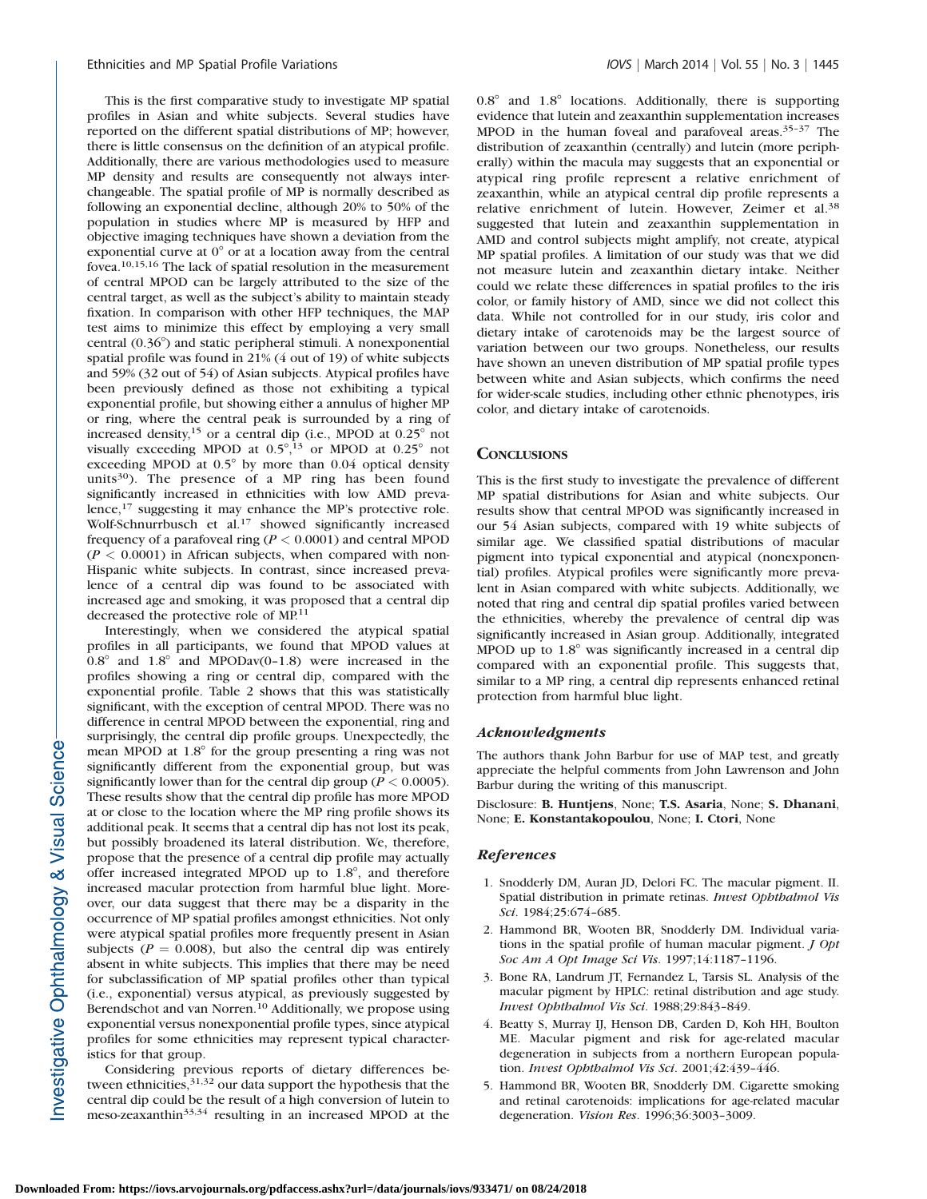This is the first comparative study to investigate MP spatial profiles in Asian and white subjects. Several studies have reported on the different spatial distributions of MP; however, there is little consensus on the definition of an atypical profile. Additionally, there are various methodologies used to measure MP density and results are consequently not always interchangeable. The spatial profile of MP is normally described as following an exponential decline, although 20% to 50% of the population in studies where MP is measured by HFP and objective imaging techniques have shown a deviation from the exponential curve at 0° or at a location away from the central fovea.[10,15,16] The lack of spatial resolution in the measurement of central MPOD can be largely attributed to the size of the central target, as well as the subject's ability to maintain steady fixation. In comparison with other HFP techniques, the MAP test aims to minimize this effect by employing a very small central (0.36°) and static peripheral stimuli. A nonexponential spatial profile was found in 21% (4 out of 19) of white subjects and 59% (32 out of 54) of Asian subjects. Atypical profiles have been previously defined as those not exhibiting a typical exponential profile, but showing either a annulus of higher MP or ring, where the central peak is surrounded by a ring of increased density,[15] or a central dip (i.e., MPOD at 0.25° not visually exceeding MPOD at 0.5°,[13] or MPOD at 0.25° not exceeding MPOD at 0.5° by more than 0.04 optical density units[30]). The presence of a MP ring has been found significantly increased in ethnicities with low AMD prevalence,[17] suggesting it may enhance the MP's protective role. Wolf-Schnurrbusch et al.[17] showed significantly increased frequency of a parafoveal ring ($P < 0.0001$) and central MPOD ($P < 0.0001$) in African subjects, when compared with non-Hispanic white subjects. In contrast, since increased prevalence of a central dip was found to be associated with increased age and smoking, it was proposed that a central dip decreased the protective role of MP.[11]

Interestingly, when we considered the atypical spatial profiles in all participants, we found that MPOD values at 0.8° and 1.8° and MPODav(0–1.8) were increased in the profiles showing a ring or central dip, compared with the exponential profile. Table 2 shows that this was statistically significant, with the exception of central MPOD. There was no difference in central MPOD between the exponential, ring and surprisingly, the central dip profile groups. Unexpectedly, the mean MPOD at 1.8° for the group presenting a ring was not significantly different from the exponential group, but was significantly lower than for the central dip group ($P < 0.0005$). These results show that the central dip profile has more MPOD at or close to the location where the MP ring profile shows its additional peak. It seems that a central dip has not lost its peak, but possibly broadened its lateral distribution. We, therefore, propose that the presence of a central dip profile may actually offer increased integrated MPOD up to 1.8°, and therefore increased macular protection from harmful blue light. Moreover, our data suggest that there may be a disparity in the occurrence of MP spatial profiles amongst ethnicities. Not only were atypical spatial profiles more frequently present in Asian subjects ($P = 0.008$), but also the central dip was entirely absent in white subjects. This implies that there may be need for subclassification of MP spatial profiles other than typical (i.e., exponential) versus atypical, as previously suggested by Berendschot and van Norren.[10] Additionally, we propose using exponential versus nonexponential profile types, since atypical profiles for some ethnicities may represent typical characteristics for that group.

Considering previous reports of dietary differences between ethnicities,[31,32] our data support the hypothesis that the central dip could be the result of a high conversion of lutein to meso-zeaxanthin[33,34] resulting in an increased MPOD at the 0.8° and 1.8° locations. Additionally, there is supporting evidence that lutein and zeaxanthin supplementation increases MPOD in the human foveal and parafoveal areas.[35–37] The distribution of zeaxanthin (centrally) and lutein (more peripherally) within the macula may suggests that an exponential or atypical ring profile represent a relative enrichment of zeaxanthin, while an atypical central dip profile represents a relative enrichment of lutein. However, Zeimer et al.[38] suggested that lutein and zeaxanthin supplementation in AMD and control subjects might amplify, not create, atypical MP spatial profiles. A limitation of our study was that we did not measure lutein and zeaxanthin dietary intake. Neither could we relate these differences in spatial profiles to the iris color, or family history of AMD, since we did not collect this data. While not controlled for in our study, iris color and dietary intake of carotenoids may be the largest source of variation between our two groups. Nonetheless, our results have shown an uneven distribution of MP spatial profile types between white and Asian subjects, which confirms the need for wider-scale studies, including other ethnic phenotypes, iris color, and dietary intake of carotenoids.

## Conclusions

This is the first study to investigate the prevalence of different MP spatial distributions for Asian and white subjects. Our results show that central MPOD was significantly increased in our 54 Asian subjects, compared with 19 white subjects of similar age. We classified spatial distributions of macular pigment into typical exponential and atypical (nonexponential) profiles. Atypical profiles were significantly more prevalent in Asian compared with white subjects. Additionally, we noted that ring and central dip spatial profiles varied between the ethnicities, whereby the prevalence of central dip was significantly increased in Asian group. Additionally, integrated MPOD up to 1.8° was significantly increased in a central dip compared with an exponential profile. This suggests that, similar to a MP ring, a central dip represents enhanced retinal protection from harmful blue light.

### *Acknowledgments*

The authors thank John Barbur for use of MAP test, and greatly appreciate the helpful comments from John Lawrenson and John Barbur during the writing of this manuscript.

Disclosure: **B. Huntjens**, None; **T.S. Asaria**, None; **S. Dhanani**, None; **E. Konstantakopoulou**, None; **I. Ctori**, None

### *References*

1. Snodderly DM, Auran JD, Delori FC. The macular pigment. II. Spatial distribution in primate retinas. *Invest Ophthalmol Vis Sci*. 1984;25:674–685.
2. Hammond BR, Wooten BR, Snodderly DM. Individual variations in the spatial profile of human macular pigment. *J Opt Soc Am A Opt Image Sci Vis*. 1997;14:1187–1196.
3. Bone RA, Landrum JT, Fernandez L, Tarsis SL. Analysis of the macular pigment by HPLC: retinal distribution and age study. *Invest Ophthalmol Vis Sci*. 1988;29:843–849.
4. Beatty S, Murray IJ, Henson DB, Carden D, Koh HH, Boulton ME. Macular pigment and risk for age-related macular degeneration in subjects from a northern European population. *Invest Ophthalmol Vis Sci*. 2001;42:439–446.
5. Hammond BR, Wooten BR, Snodderly DM. Cigarette smoking and retinal carotenoids: implications for age-related macular degeneration. *Vision Res*. 1996;36:3003–3009.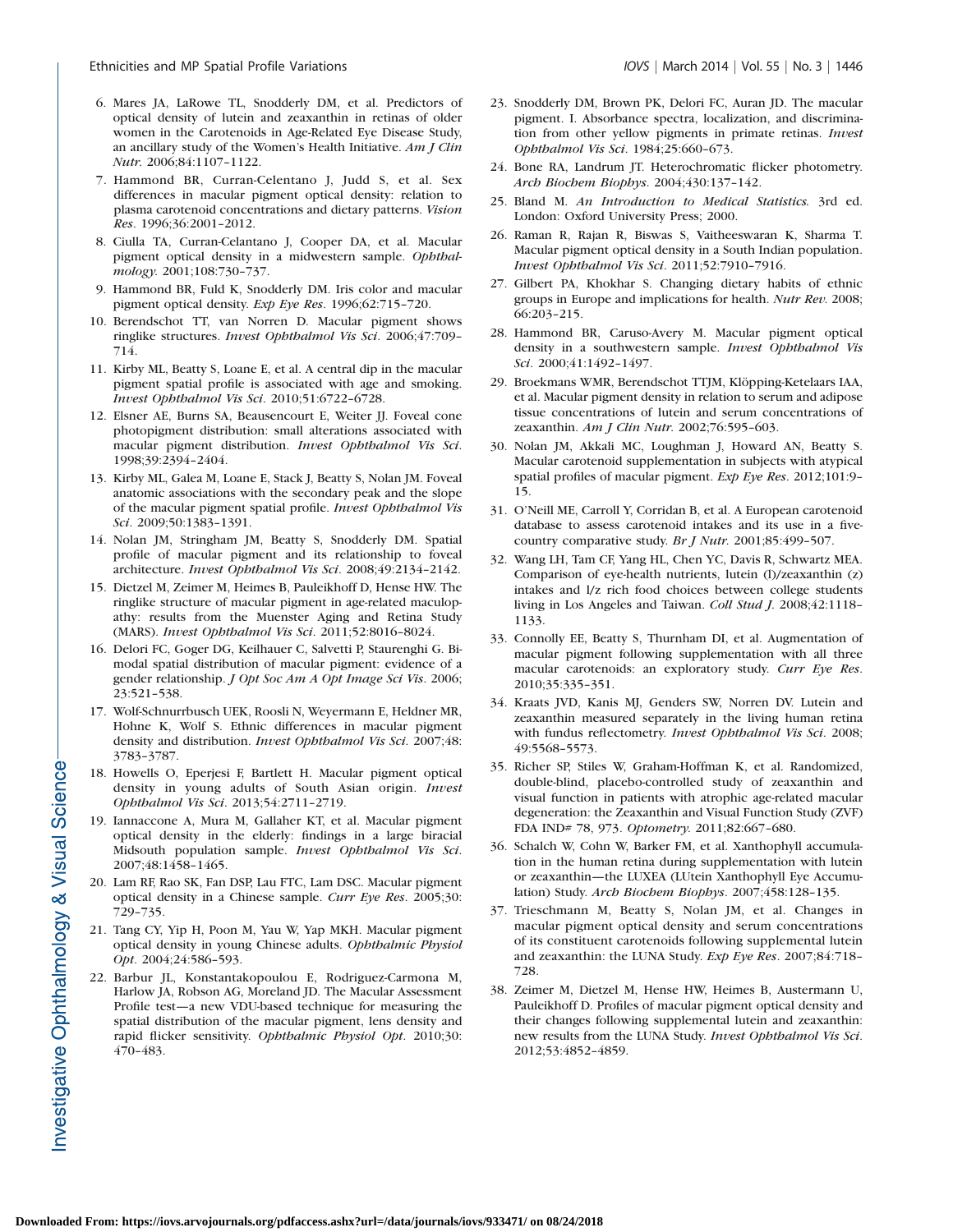6. Mares JA, LaRowe TL, Snodderly DM, et al. Predictors of optical density of lutein and zeaxanthin in retinas of older women in the Carotenoids in Age-Related Eye Disease Study, an ancillary study of the Women's Health Initiative. *Am J Clin Nutr*. 2006;84:1107–1122.

7. Hammond BR, Curran-Celentano J, Judd S, et al. Sex differences in macular pigment optical density: relation to plasma carotenoid concentrations and dietary patterns. *Vision Res*. 1996;36:2001–2012.

8. Ciulla TA, Curran-Celantano J, Cooper DA, et al. Macular pigment optical density in a midwestern sample. *Ophthalmology*. 2001;108:730–737.

9. Hammond BR, Fuld K, Snodderly DM. Iris color and macular pigment optical density. *Exp Eye Res*. 1996;62:715–720.

10. Berendschot TT, van Norren D. Macular pigment shows ringlike structures. *Invest Ophthalmol Vis Sci*. 2006;47:709–714.

11. Kirby ML, Beatty S, Loane E, et al. A central dip in the macular pigment spatial profile is associated with age and smoking. *Invest Ophthalmol Vis Sci*. 2010;51:6722–6728.

12. Elsner AE, Burns SA, Beausencourt E, Weiter JJ. Foveal cone photopigment distribution: small alterations associated with macular pigment distribution. *Invest Ophthalmol Vis Sci*. 1998;39:2394–2404.

13. Kirby ML, Galea M, Loane E, Stack J, Beatty S, Nolan JM. Foveal anatomic associations with the secondary peak and the slope of the macular pigment spatial profile. *Invest Ophthalmol Vis Sci*. 2009;50:1383–1391.

14. Nolan JM, Stringham JM, Beatty S, Snodderly DM. Spatial profile of macular pigment and its relationship to foveal architecture. *Invest Ophthalmol Vis Sci*. 2008;49:2134–2142.

15. Dietzel M, Zeimer M, Heimes B, Pauleikhoff D, Hense HW. The ringlike structure of macular pigment in age-related maculopathy: results from the Muenster Aging and Retina Study (MARS). *Invest Ophthalmol Vis Sci*. 2011;52:8016–8024.

16. Delori FC, Goger DG, Keilhauer C, Salvetti P, Staurenghi G. Bimodal spatial distribution of macular pigment: evidence of a gender relationship. *J Opt Soc Am A Opt Image Sci Vis*. 2006;23:521–538.

17. Wolf-Schnurrbusch UEK, Roosli N, Weyermann E, Heldner MR, Hohne K, Wolf S. Ethnic differences in macular pigment density and distribution. *Invest Ophthalmol Vis Sci*. 2007;48:3783–3787.

18. Howells O, Eperjesi F, Bartlett H. Macular pigment optical density in young adults of South Asian origin. *Invest Ophthalmol Vis Sci*. 2013;54:2711–2719.

19. Iannaccone A, Mura M, Gallaher KT, et al. Macular pigment optical density in the elderly: findings in a large biracial Midsouth population sample. *Invest Ophthalmol Vis Sci*. 2007;48:1458–1465.

20. Lam RF, Rao SK, Fan DSP, Lau FTC, Lam DSC. Macular pigment optical density in a Chinese sample. *Curr Eye Res*. 2005;30:729–735.

21. Tang CY, Yip H, Poon M, Yau W, Yap MKH. Macular pigment optical density in young Chinese adults. *Ophthalmic Physiol Opt*. 2004;24:586–593.

22. Barbur JL, Konstantakopoulou E, Rodriguez-Carmona M, Harlow JA, Robson AG, Moreland JD. The Macular Assessment Profile test—a new VDU-based technique for measuring the spatial distribution of the macular pigment, lens density and rapid flicker sensitivity. *Ophthalmic Physiol Opt*. 2010;30:470–483.

23. Snodderly DM, Brown PK, Delori FC, Auran JD. The macular pigment. I. Absorbance spectra, localization, and discrimination from other yellow pigments in primate retinas. *Invest Ophthalmol Vis Sci*. 1984;25:660–673.

24. Bone RA, Landrum JT. Heterochromatic flicker photometry. *Arch Biochem Biophys*. 2004;430:137–142.

25. Bland M. *An Introduction to Medical Statistics*. 3rd ed. London: Oxford University Press; 2000.

26. Raman R, Rajan R, Biswas S, Vaitheeswaran K, Sharma T. Macular pigment optical density in a South Indian population. *Invest Ophthalmol Vis Sci*. 2011;52:7910–7916.

27. Gilbert PA, Khokhar S. Changing dietary habits of ethnic groups in Europe and implications for health. *Nutr Rev*. 2008;66:203–215.

28. Hammond BR, Caruso-Avery M. Macular pigment optical density in a southwestern sample. *Invest Ophthalmol Vis Sci*. 2000;41:1492–1497.

29. Broekmans WMR, Berendschot TTJM, Klöpping-Ketelaars IAA, et al. Macular pigment density in relation to serum and adipose tissue concentrations of lutein and serum concentrations of zeaxanthin. *Am J Clin Nutr*. 2002;76:595–603.

30. Nolan JM, Akkali MC, Loughman J, Howard AN, Beatty S. Macular carotenoid supplementation in subjects with atypical spatial profiles of macular pigment. *Exp Eye Res*. 2012;101:9–15.

31. O'Neill ME, Carroll Y, Corridan B, et al. A European carotenoid database to assess carotenoid intakes and its use in a five-country comparative study. *Br J Nutr*. 2001;85:499–507.

32. Wang LH, Tam CF, Yang HL, Chen YC, Davis R, Schwartz MEA. Comparison of eye-health nutrients, lutein (l)/zeaxanthin (z) intakes and l/z rich food choices between college students living in Los Angeles and Taiwan. *Coll Stud J*. 2008;42:1118–1133.

33. Connolly EE, Beatty S, Thurnham DI, et al. Augmentation of macular pigment following supplementation with all three macular carotenoids: an exploratory study. *Curr Eye Res*. 2010;35:335–351.

34. Kraats JVD, Kanis MJ, Genders SW, Norren DV. Lutein and zeaxanthin measured separately in the living human retina with fundus reflectometry. *Invest Ophthalmol Vis Sci*. 2008;49:5568–5573.

35. Richer SP, Stiles W, Graham-Hoffman K, et al. Randomized, double-blind, placebo-controlled study of zeaxanthin and visual function in patients with atrophic age-related macular degeneration: the Zeaxanthin and Visual Function Study (ZVF) FDA IND# 78, 973. *Optometry*. 2011;82:667–680.

36. Schalch W, Cohn W, Barker FM, et al. Xanthophyll accumulation in the human retina during supplementation with lutein or zeaxanthin—the LUXEA (LUtein Xanthophyll Eye Accumulation) Study. *Arch Biochem Biophys*. 2007;458:128–135.

37. Trieschmann M, Beatty S, Nolan JM, et al. Changes in macular pigment optical density and serum concentrations of its constituent carotenoids following supplemental lutein and zeaxanthin: the LUNA Study. *Exp Eye Res*. 2007;84:718–728.

38. Zeimer M, Dietzel M, Hense HW, Heimes B, Austermann U, Pauleikhoff D. Profiles of macular pigment optical density and their changes following supplemental lutein and zeaxanthin: new results from the LUNA Study. *Invest Ophthalmol Vis Sci*. 2012;53:4852–4859.